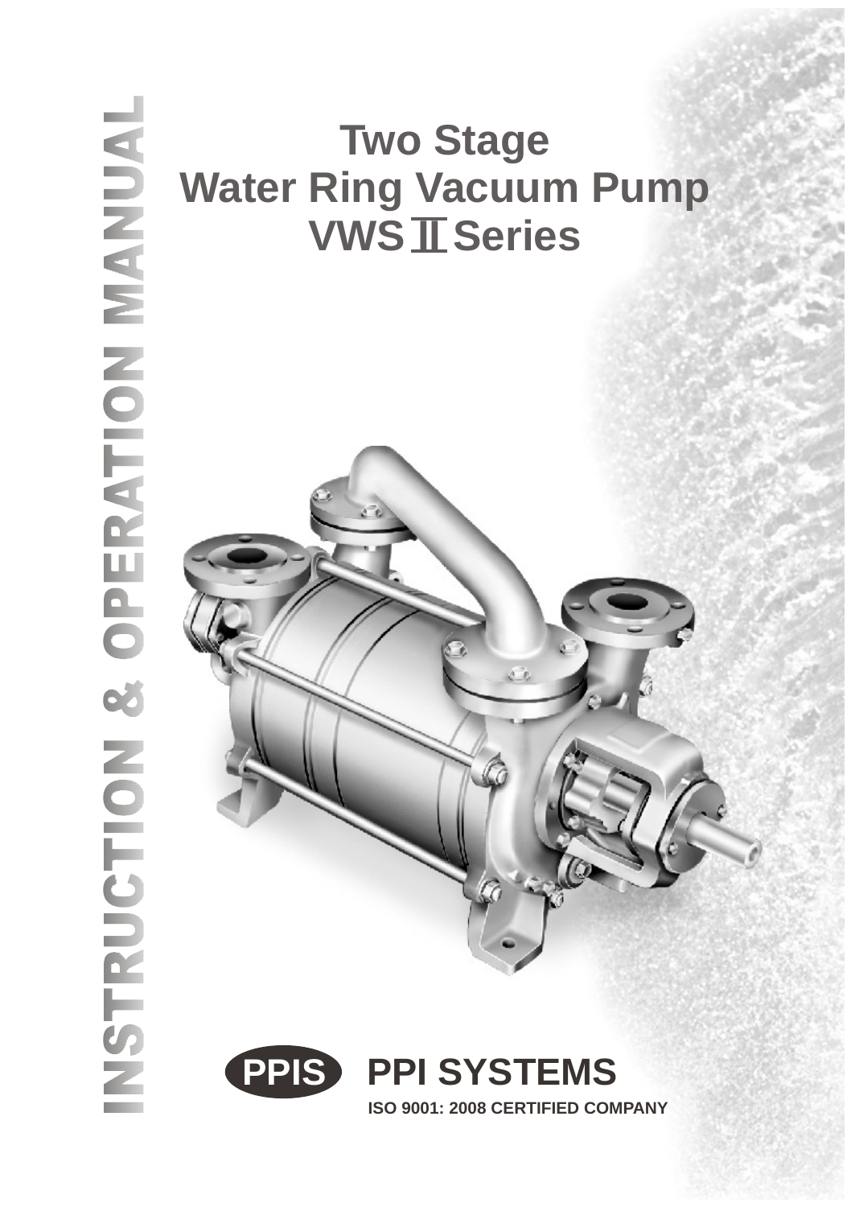INSTRUCTION & OPERATION MANUAL

# Two Stage
# Water Ring Vacuum Pump
# VWSⅡSeries

**PPIS** **PPI SYSTEMS**

**ISO 9001: 2008 CERTIFIED COMPANY**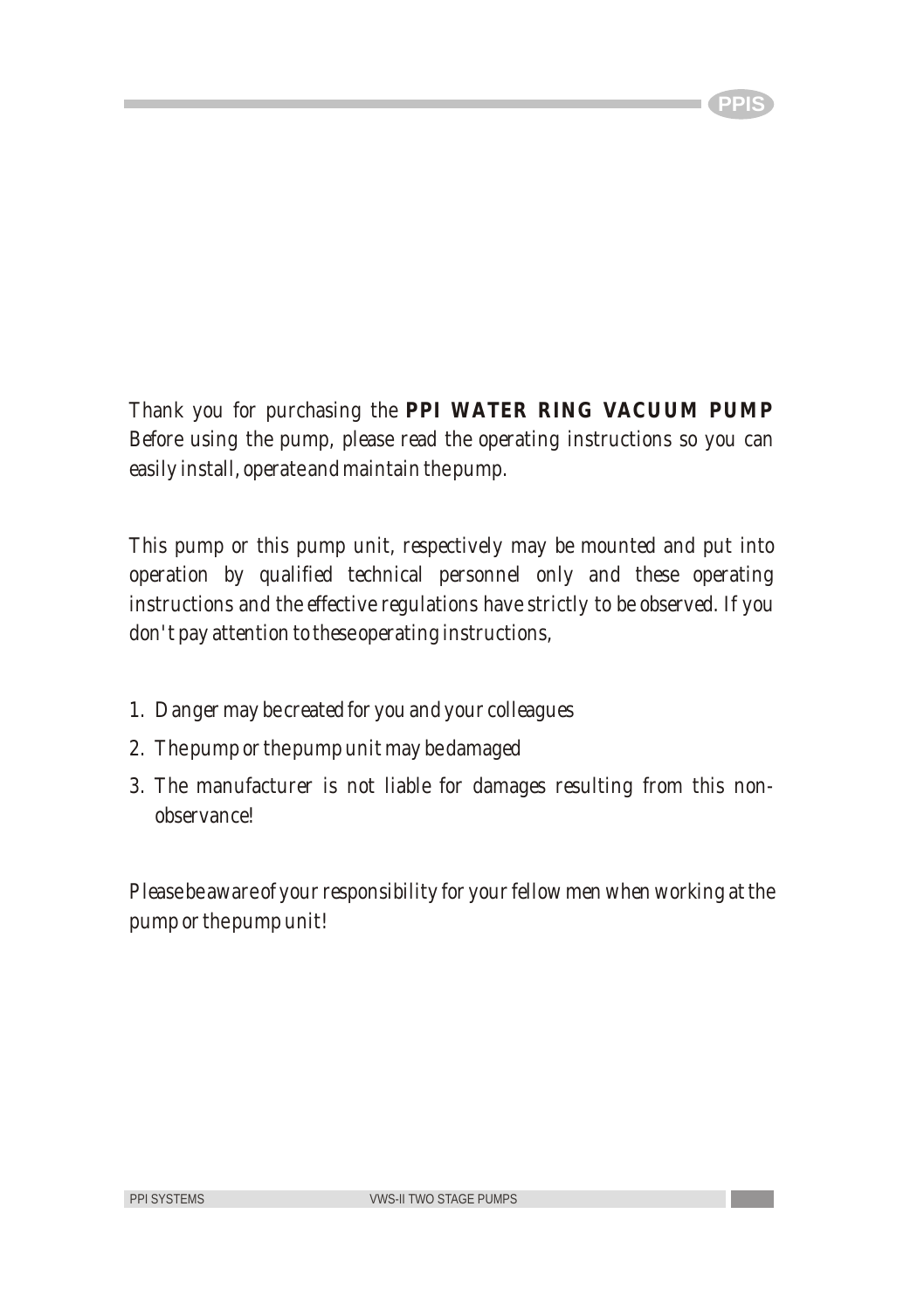Thank you for purchasing the **PPI WATER RING VACUUM PUMP** Before using the pump, please read the operating instructions so you can easily install, operate and maintain the pump.

This pump or this pump unit, respectively may be mounted and put into operation by qualified technical personnel only and these operating instructions and the effective regulations have strictly to be observed. If you don't pay attention to these operating instructions,

1. Danger may be created for you and your colleagues
2. The pump or the pump unit may be damaged
3. The manufacturer is not liable for damages resulting from this non-observance!

Please be aware of your responsibility for your fellow men when working at the pump or the pump unit!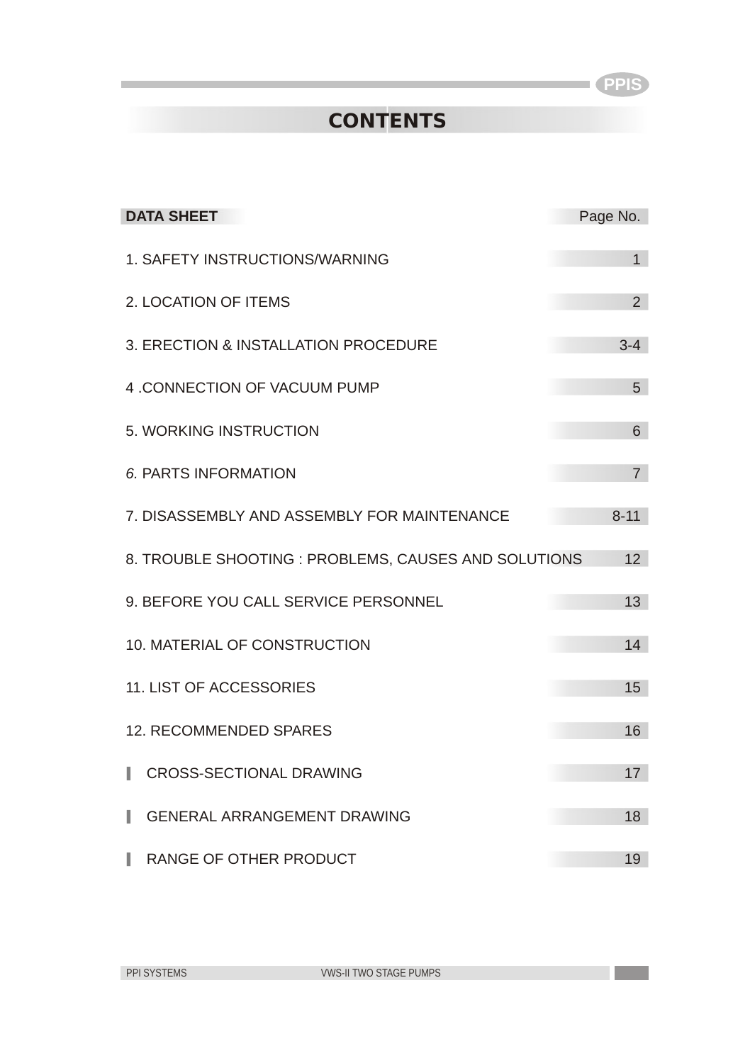# CONTENTS

| DATA SHEET | Page No. |
|---|---|
| 1. SAFETY INSTRUCTIONS/WARNING | 1 |
| 2. LOCATION OF ITEMS | 2 |
| 3. ERECTION & INSTALLATION PROCEDURE | 3-4 |
| 4 .CONNECTION OF VACUUM PUMP | 5 |
| 5. WORKING INSTRUCTION | 6 |
| 6. PARTS INFORMATION | 7 |
| 7. DISASSEMBLY AND ASSEMBLY FOR MAINTENANCE | 8-11 |
| 8. TROUBLE SHOOTING : PROBLEMS, CAUSES AND SOLUTIONS | 12 |
| 9. BEFORE YOU CALL SERVICE PERSONNEL | 13 |
| 10. MATERIAL OF CONSTRUCTION | 14 |
| 11. LIST OF ACCESSORIES | 15 |
| 12. RECOMMENDED SPARES | 16 |
| ▌ CROSS-SECTIONAL DRAWING | 17 |
| ▌ GENERAL ARRANGEMENT DRAWING | 18 |
| ▌ RANGE OF OTHER PRODUCT | 19 |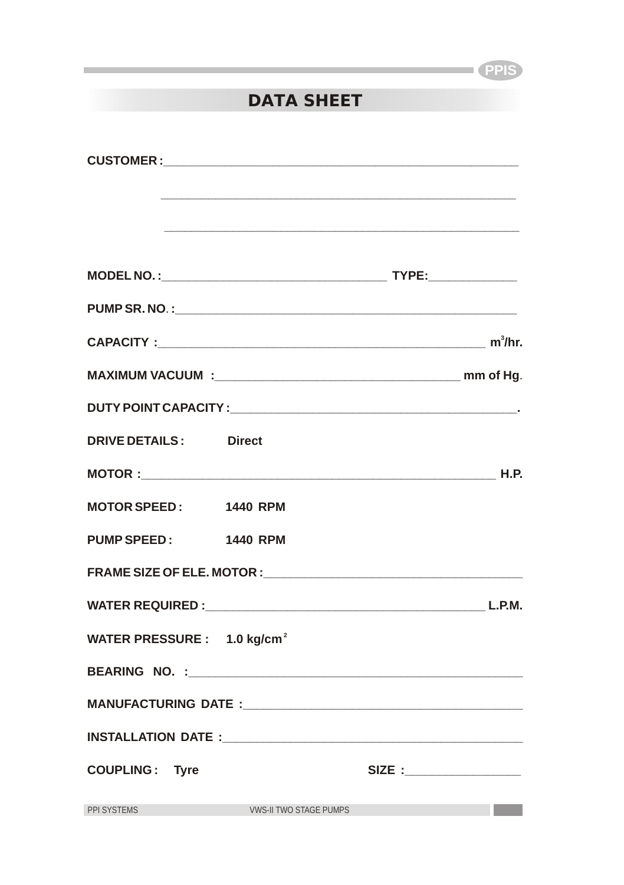# DATA SHEET

**CUSTOMER :**________________________________________________

________________________________________________

________________________________________________

**MODEL NO. :**______________________________ **TYPE:**____________

**PUMP SR. NO. :**________________________________________

**CAPACITY :**__________________________________________ **$m^3$/hr.**

**MAXIMUM VACUUM :**______________________________ **mm of Hg.**

**DUTY POINT CAPACITY :**____________________________________.

**DRIVE DETAILS :** **Direct**

**MOTOR :**______________________________________________ **H.P.**

**MOTOR SPEED :** **1440 RPM**

**PUMP SPEED :** **1440 RPM**

**FRAME SIZE OF ELE. MOTOR :**_________________________________

**WATER REQUIRED :**_____________________________________ **L.P.M.**

**WATER PRESSURE :** **1.0 kg/cm$^2$**

**BEARING NO. :**_____________________________________________

**MANUFACTURING DATE :**_____________________________________

**INSTALLATION DATE :**_______________________________________

**COUPLING :** **Tyre** **SIZE :**_______________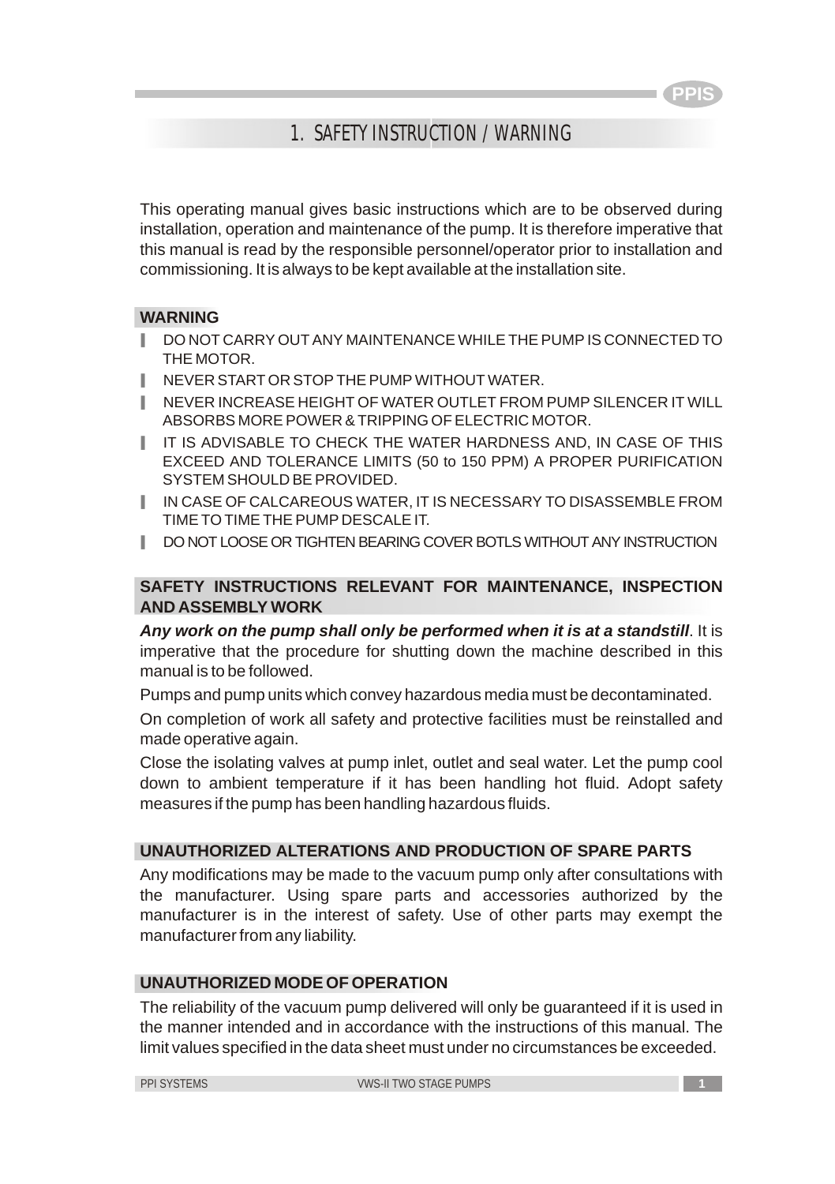# 1. SAFETY INSTRUCTION / WARNING

This operating manual gives basic instructions which are to be observed during installation, operation and maintenance of the pump. It is therefore imperative that this manual is read by the responsible personnel/operator prior to installation and commissioning. It is always to be kept available at the installation site.

## WARNING

- DO NOT CARRY OUT ANY MAINTENANCE WHILE THE PUMP IS CONNECTED TO THE MOTOR.
- NEVER START OR STOP THE PUMP WITHOUT WATER.
- NEVER INCREASE HEIGHT OF WATER OUTLET FROM PUMP SILENCER IT WILL ABSORBS MORE POWER & TRIPPING OF ELECTRIC MOTOR.
- IT IS ADVISABLE TO CHECK THE WATER HARDNESS AND, IN CASE OF THIS EXCEED AND TOLERANCE LIMITS (50 to 150 PPM) A PROPER PURIFICATION SYSTEM SHOULD BE PROVIDED.
- IN CASE OF CALCAREOUS WATER, IT IS NECESSARY TO DISASSEMBLE FROM TIME TO TIME THE PUMP DESCALE IT.
- DO NOT LOOSE OR TIGHTEN BEARING COVER BOTLS WITHOUT ANY INSTRUCTION

## SAFETY INSTRUCTIONS RELEVANT FOR MAINTENANCE, INSPECTION AND ASSEMBLY WORK

***Any work on the pump shall only be performed when it is at a standstill***. It is imperative that the procedure for shutting down the machine described in this manual is to be followed.

Pumps and pump units which convey hazardous media must be decontaminated.

On completion of work all safety and protective facilities must be reinstalled and made operative again.

Close the isolating valves at pump inlet, outlet and seal water. Let the pump cool down to ambient temperature if it has been handling hot fluid. Adopt safety measures if the pump has been handling hazardous fluids.

## UNAUTHORIZED ALTERATIONS AND PRODUCTION OF SPARE PARTS

Any modifications may be made to the vacuum pump only after consultations with the manufacturer. Using spare parts and accessories authorized by the manufacturer is in the interest of safety. Use of other parts may exempt the manufacturer from any liability.

## UNAUTHORIZED MODE OF OPERATION

The reliability of the vacuum pump delivered will only be guaranteed if it is used in the manner intended and in accordance with the instructions of this manual. The limit values specified in the data sheet must under no circumstances be exceeded.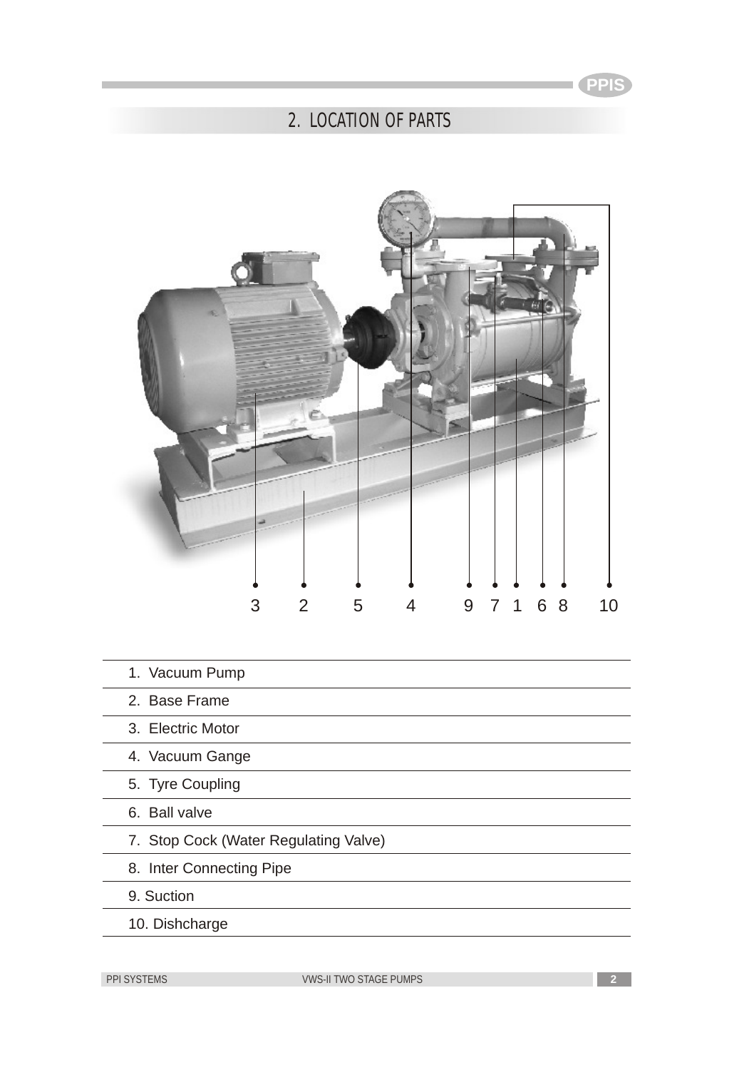## 2. LOCATION OF PARTS

3 2 5 4 9 7 1 6 8 10

1. Vacuum Pump
2. Base Frame
3. Electric Motor
4. Vacuum Gange
5. Tyre Coupling
6. Ball valve
7. Stop Cock (Water Regulating Valve)
8. Inter Connecting Pipe
9. Suction
10. Dishcharge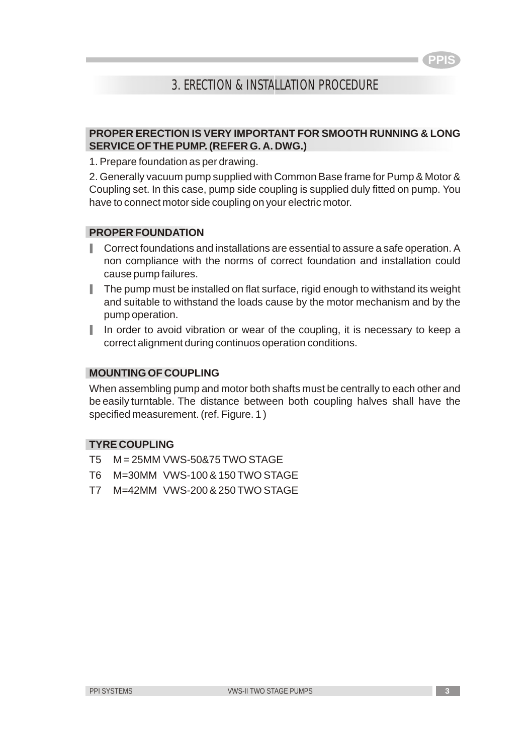# 3. ERECTION & INSTALLATION PROCEDURE

**PROPER ERECTION IS VERY IMPORTANT FOR SMOOTH RUNNING & LONG SERVICE OF THE PUMP. (REFER G. A. DWG.)**

1. Prepare foundation as per drawing.

2. Generally vacuum pump supplied with Common Base frame for Pump & Motor & Coupling set. In this case, pump side coupling is supplied duly fitted on pump. You have to connect motor side coupling on your electric motor.

**PROPER FOUNDATION**

- Correct foundations and installations are essential to assure a safe operation. A non compliance with the norms of correct foundation and installation could cause pump failures.
- The pump must be installed on flat surface, rigid enough to withstand its weight and suitable to withstand the loads cause by the motor mechanism and by the pump operation.
- In order to avoid vibration or wear of the coupling, it is necessary to keep a correct alignment during continuos operation conditions.

**MOUNTING OF COUPLING**

When assembling pump and motor both shafts must be centrally to each other and be easily turntable. The distance between both coupling halves shall have the specified measurement. (ref. Figure. 1 )

**TYRE COUPLING**

T5 M = 25MM VWS-50&75 TWO STAGE

T6 M=30MM VWS-100 & 150 TWO STAGE

T7 M=42MM VWS-200 & 250 TWO STAGE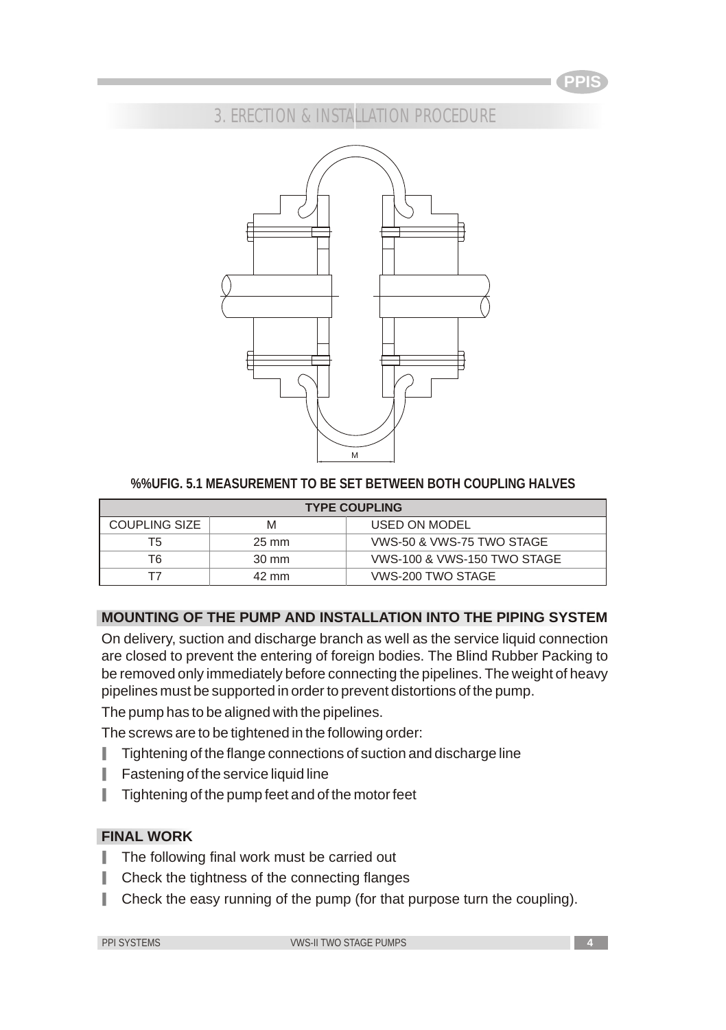## 3. ERECTION & INSTALLATION PROCEDURE

%%UFIG. 5.1 MEASUREMENT TO BE SET BETWEEN BOTH COUPLING HALVES

| TYPE COUPLING | | |
|---|---|---|
| COUPLING SIZE | M | USED ON MODEL |
| T5 | 25 mm | VWS-50 & VWS-75 TWO STAGE |
| T6 | 30 mm | VWS-100 & VWS-150 TWO STAGE |
| T7 | 42 mm | VWS-200 TWO STAGE |

### MOUNTING OF THE PUMP AND INSTALLATION INTO THE PIPING SYSTEM

On delivery, suction and discharge branch as well as the service liquid connection are closed to prevent the entering of foreign bodies. The Blind Rubber Packing to be removed only immediately before connecting the pipelines. The weight of heavy pipelines must be supported in order to prevent distortions of the pump.

The pump has to be aligned with the pipelines.

The screws are to be tightened in the following order:

- Tightening of the flange connections of suction and discharge line
- Fastening of the service liquid line
- Tightening of the pump feet and of the motor feet

### FINAL WORK

- The following final work must be carried out
- Check the tightness of the connecting flanges
- Check the easy running of the pump (for that purpose turn the coupling).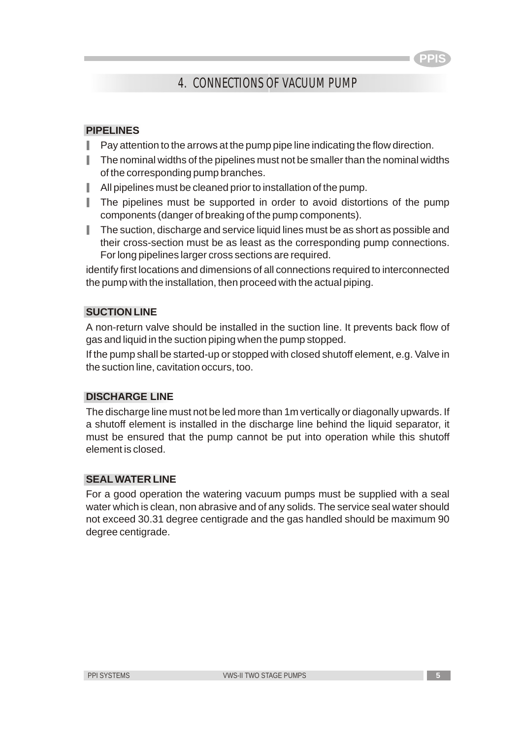## 4. CONNECTIONS OF VACUUM PUMP

### PIPELINES

- Pay attention to the arrows at the pump pipe line indicating the flow direction.
- The nominal widths of the pipelines must not be smaller than the nominal widths of the corresponding pump branches.
- All pipelines must be cleaned prior to installation of the pump.
- The pipelines must be supported in order to avoid distortions of the pump components (danger of breaking of the pump components).
- The suction, discharge and service liquid lines must be as short as possible and their cross-section must be as least as the corresponding pump connections. For long pipelines larger cross sections are required.

identify first locations and dimensions of all connections required to interconnected the pump with the installation, then proceed with the actual piping.

### SUCTION LINE

A non-return valve should be installed in the suction line. It prevents back flow of gas and liquid in the suction piping when the pump stopped.

If the pump shall be started-up or stopped with closed shutoff element, e.g. Valve in the suction line, cavitation occurs, too.

### DISCHARGE LINE

The discharge line must not be led more than 1m vertically or diagonally upwards. If a shutoff element is installed in the discharge line behind the liquid separator, it must be ensured that the pump cannot be put into operation while this shutoff element is closed.

### SEAL WATER LINE

For a good operation the watering vacuum pumps must be supplied with a seal water which is clean, non abrasive and of any solids. The service seal water should not exceed 30.31 degree centigrade and the gas handled should be maximum 90 degree centigrade.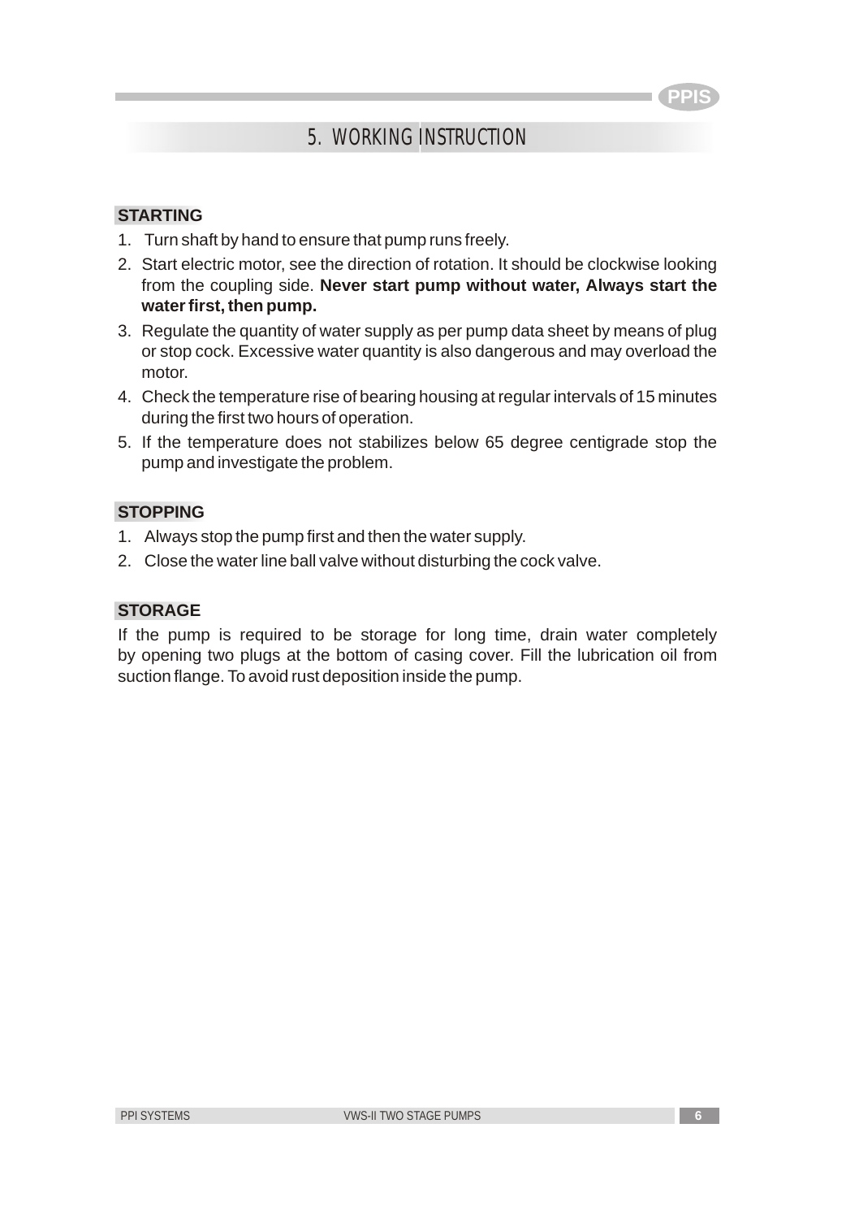# 5. WORKING INSTRUCTION

**STARTING**

1. Turn shaft by hand to ensure that pump runs freely.
2. Start electric motor, see the direction of rotation. It should be clockwise looking from the coupling side. **Never start pump without water, Always start the water first, then pump.**
3. Regulate the quantity of water supply as per pump data sheet by means of plug or stop cock. Excessive water quantity is also dangerous and may overload the motor.
4. Check the temperature rise of bearing housing at regular intervals of 15 minutes during the first two hours of operation.
5. If the temperature does not stabilizes below 65 degree centigrade stop the pump and investigate the problem.

**STOPPING**

1. Always stop the pump first and then the water supply.
2. Close the water line ball valve without disturbing the cock valve.

**STORAGE**

If the pump is required to be storage for long time, drain water completely by opening two plugs at the bottom of casing cover. Fill the lubrication oil from suction flange. To avoid rust deposition inside the pump.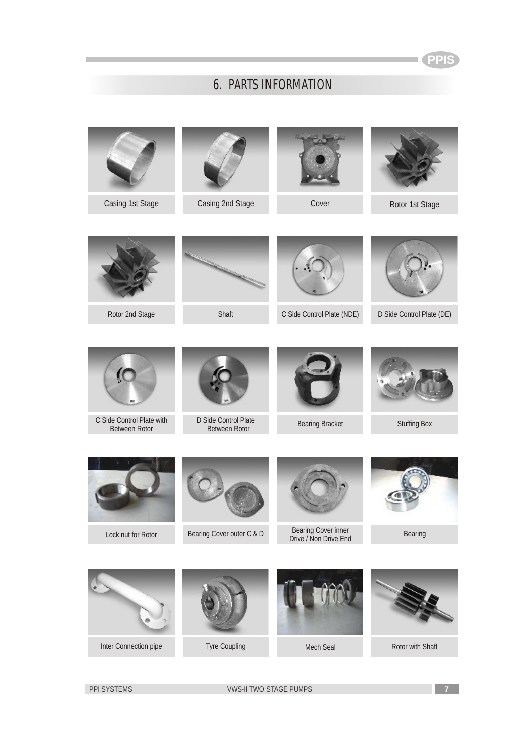# 6. PARTS INFORMATION

| | | | |
|---|---|---|---|
| Casing 1st Stage | Casing 2nd Stage | Cover | Rotor 1st Stage |
| Rotor 2nd Stage | Shaft | C Side Control Plate (NDE) | D Side Control Plate (DE) |
| C Side Control Plate with Between Rotor | D Side Control Plate Between Rotor | Bearing Bracket | Stuffing Box |
| Lock nut for Rotor | Bearing Cover outer C & D | Bearing Cover inner Drive / Non Drive End | Bearing |
| Inter Connection pipe | Tyre Coupling | Mech Seal | Rotor with Shaft |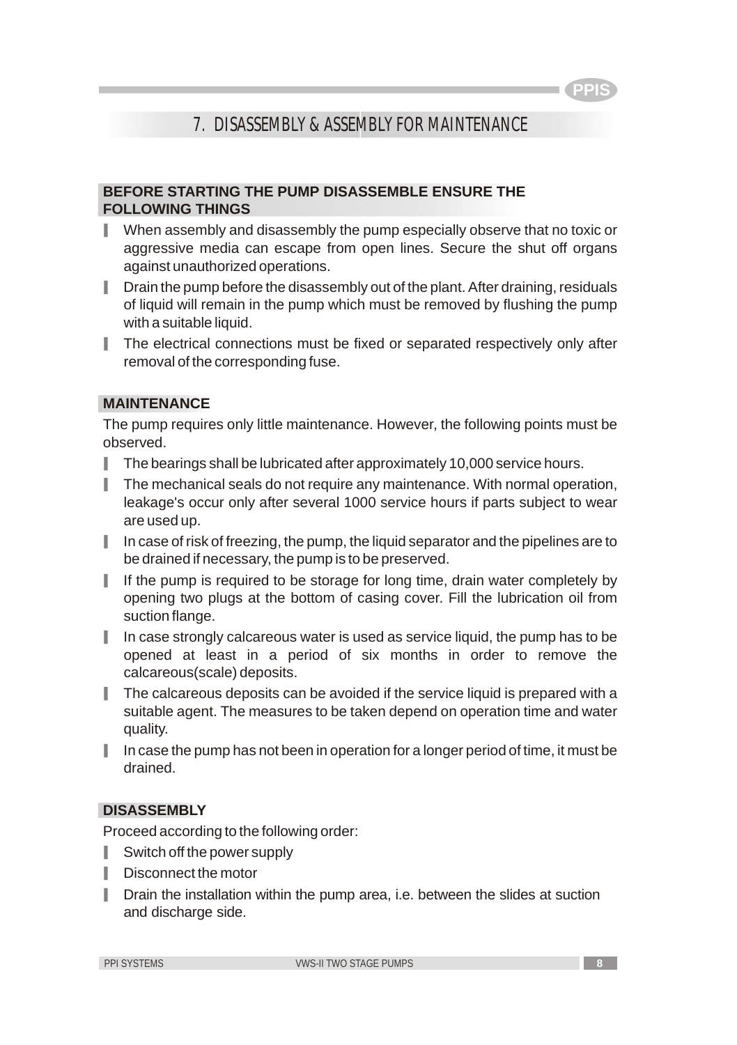## 7. DISASSEMBLY & ASSEMBLY FOR MAINTENANCE

### BEFORE STARTING THE PUMP DISASSEMBLE ENSURE THE FOLLOWING THINGS

- When assembly and disassembly the pump especially observe that no toxic or aggressive media can escape from open lines. Secure the shut off organs against unauthorized operations.
- Drain the pump before the disassembly out of the plant. After draining, residuals of liquid will remain in the pump which must be removed by flushing the pump with a suitable liquid.
- The electrical connections must be fixed or separated respectively only after removal of the corresponding fuse.

### MAINTENANCE

The pump requires only little maintenance. However, the following points must be observed.

- The bearings shall be lubricated after approximately 10,000 service hours.
- The mechanical seals do not require any maintenance. With normal operation, leakage's occur only after several 1000 service hours if parts subject to wear are used up.
- In case of risk of freezing, the pump, the liquid separator and the pipelines are to be drained if necessary, the pump is to be preserved.
- If the pump is required to be storage for long time, drain water completely by opening two plugs at the bottom of casing cover. Fill the lubrication oil from suction flange.
- In case strongly calcareous water is used as service liquid, the pump has to be opened at least in a period of six months in order to remove the calcareous(scale) deposits.
- The calcareous deposits can be avoided if the service liquid is prepared with a suitable agent. The measures to be taken depend on operation time and water quality.
- In case the pump has not been in operation for a longer period of time, it must be drained.

### DISASSEMBLY

Proceed according to the following order:

- Switch off the power supply
- Disconnect the motor
- Drain the installation within the pump area, i.e. between the slides at suction and discharge side.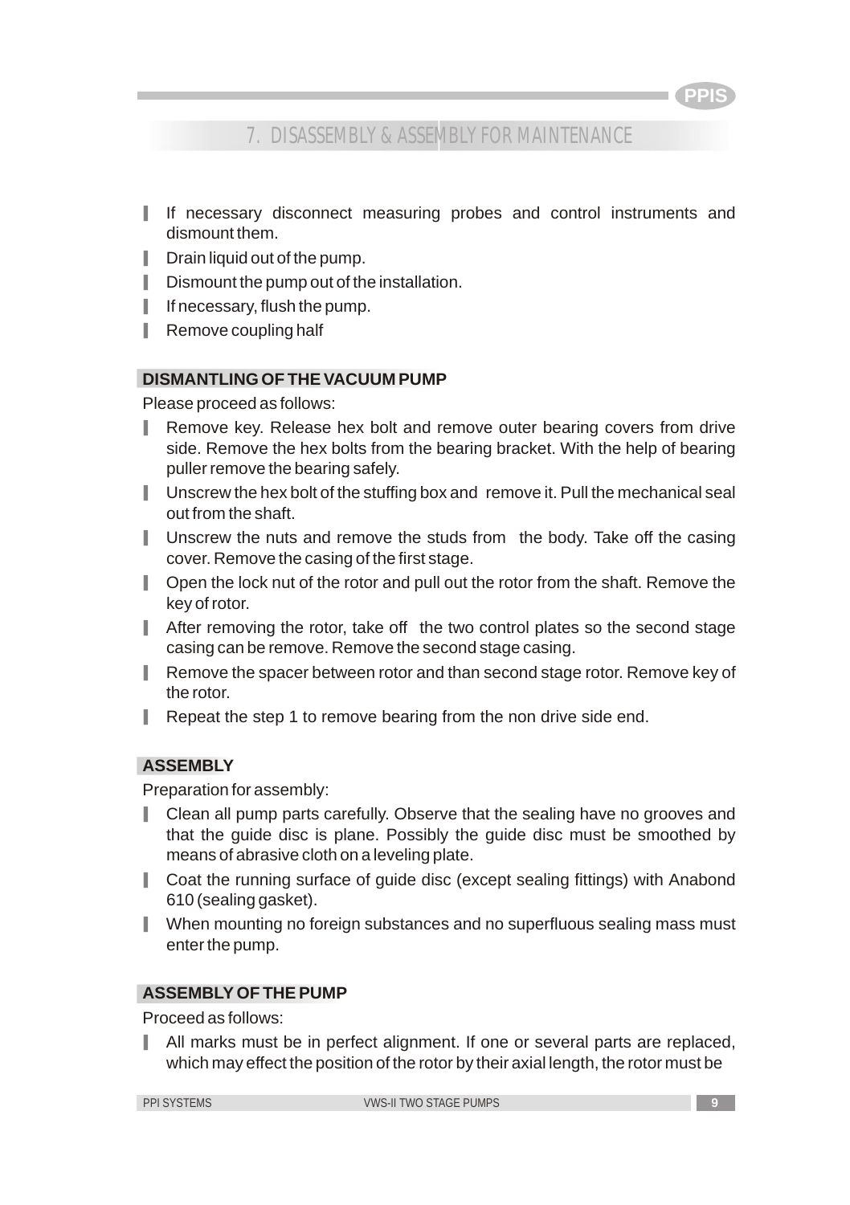## 7. DISASSEMBLY & ASSEMBLY FOR MAINTENANCE

- If necessary disconnect measuring probes and control instruments and dismount them.
- Drain liquid out of the pump.
- Dismount the pump out of the installation.
- If necessary, flush the pump.
- Remove coupling half

### DISMANTLING OF THE VACUUM PUMP

Please proceed as follows:

- Remove key. Release hex bolt and remove outer bearing covers from drive side. Remove the hex bolts from the bearing bracket. With the help of bearing puller remove the bearing safely.
- Unscrew the hex bolt of the stuffing box and remove it. Pull the mechanical seal out from the shaft.
- Unscrew the nuts and remove the studs from the body. Take off the casing cover. Remove the casing of the first stage.
- Open the lock nut of the rotor and pull out the rotor from the shaft. Remove the key of rotor.
- After removing the rotor, take off the two control plates so the second stage casing can be remove. Remove the second stage casing.
- Remove the spacer between rotor and than second stage rotor. Remove key of the rotor.
- Repeat the step 1 to remove bearing from the non drive side end.

### ASSEMBLY

Preparation for assembly:

- Clean all pump parts carefully. Observe that the sealing have no grooves and that the guide disc is plane. Possibly the guide disc must be smoothed by means of abrasive cloth on a leveling plate.
- Coat the running surface of guide disc (except sealing fittings) with Anabond 610 (sealing gasket).
- When mounting no foreign substances and no superfluous sealing mass must enter the pump.

### ASSEMBLY OF THE PUMP

Proceed as follows:

- All marks must be in perfect alignment. If one or several parts are replaced, which may effect the position of the rotor by their axial length, the rotor must be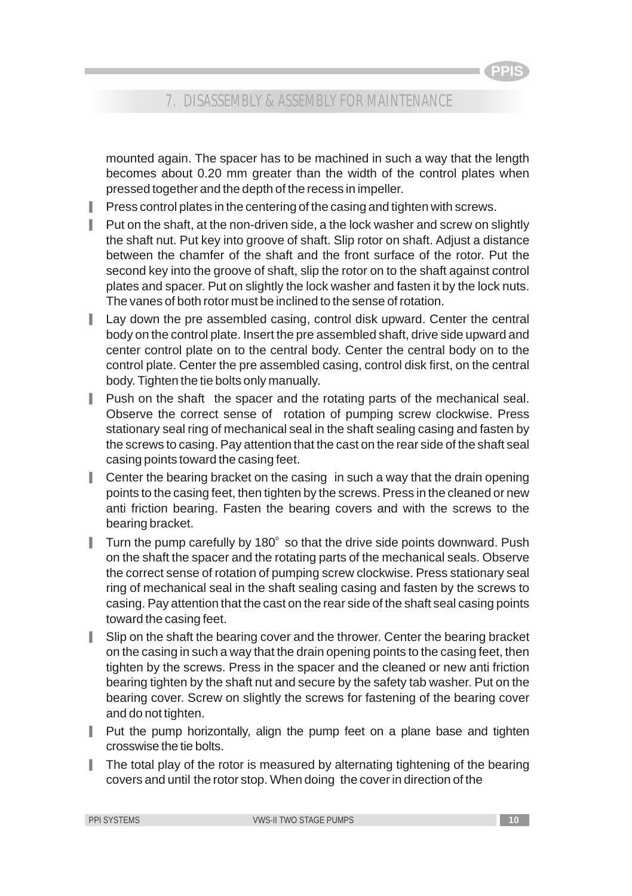## 7. DISASSEMBLY & ASSEMBLY FOR MAINTENANCE

mounted again. The spacer has to be machined in such a way that the length becomes about 0.20 mm greater than the width of the control plates when pressed together and the depth of the recess in impeller.

- Press control plates in the centering of the casing and tighten with screws.
- Put on the shaft, at the non-driven side, a the lock washer and screw on slightly the shaft nut. Put key into groove of shaft. Slip rotor on shaft. Adjust a distance between the chamfer of the shaft and the front surface of the rotor. Put the second key into the groove of shaft, slip the rotor on to the shaft against control plates and spacer. Put on slightly the lock washer and fasten it by the lock nuts. The vanes of both rotor must be inclined to the sense of rotation.
- Lay down the pre assembled casing, control disk upward. Center the central body on the control plate. Insert the pre assembled shaft, drive side upward and center control plate on to the central body. Center the central body on to the control plate. Center the pre assembled casing, control disk first, on the central body. Tighten the tie bolts only manually.
- Push on the shaft the spacer and the rotating parts of the mechanical seal. Observe the correct sense of rotation of pumping screw clockwise. Press stationary seal ring of mechanical seal in the shaft sealing casing and fasten by the screws to casing. Pay attention that the cast on the rear side of the shaft seal casing points toward the casing feet.
- Center the bearing bracket on the casing in such a way that the drain opening points to the casing feet, then tighten by the screws. Press in the cleaned or new anti friction bearing. Fasten the bearing covers and with the screws to the bearing bracket.
- Turn the pump carefully by 180° so that the drive side points downward. Push on the shaft the spacer and the rotating parts of the mechanical seals. Observe the correct sense of rotation of pumping screw clockwise. Press stationary seal ring of mechanical seal in the shaft sealing casing and fasten by the screws to casing. Pay attention that the cast on the rear side of the shaft seal casing points toward the casing feet.
- Slip on the shaft the bearing cover and the thrower. Center the bearing bracket on the casing in such a way that the drain opening points to the casing feet, then tighten by the screws. Press in the spacer and the cleaned or new anti friction bearing tighten by the shaft nut and secure by the safety tab washer. Put on the bearing cover. Screw on slightly the screws for fastening of the bearing cover and do not tighten.
- Put the pump horizontally, align the pump feet on a plane base and tighten crosswise the tie bolts.
- The total play of the rotor is measured by alternating tightening of the bearing covers and until the rotor stop. When doing the cover in direction of the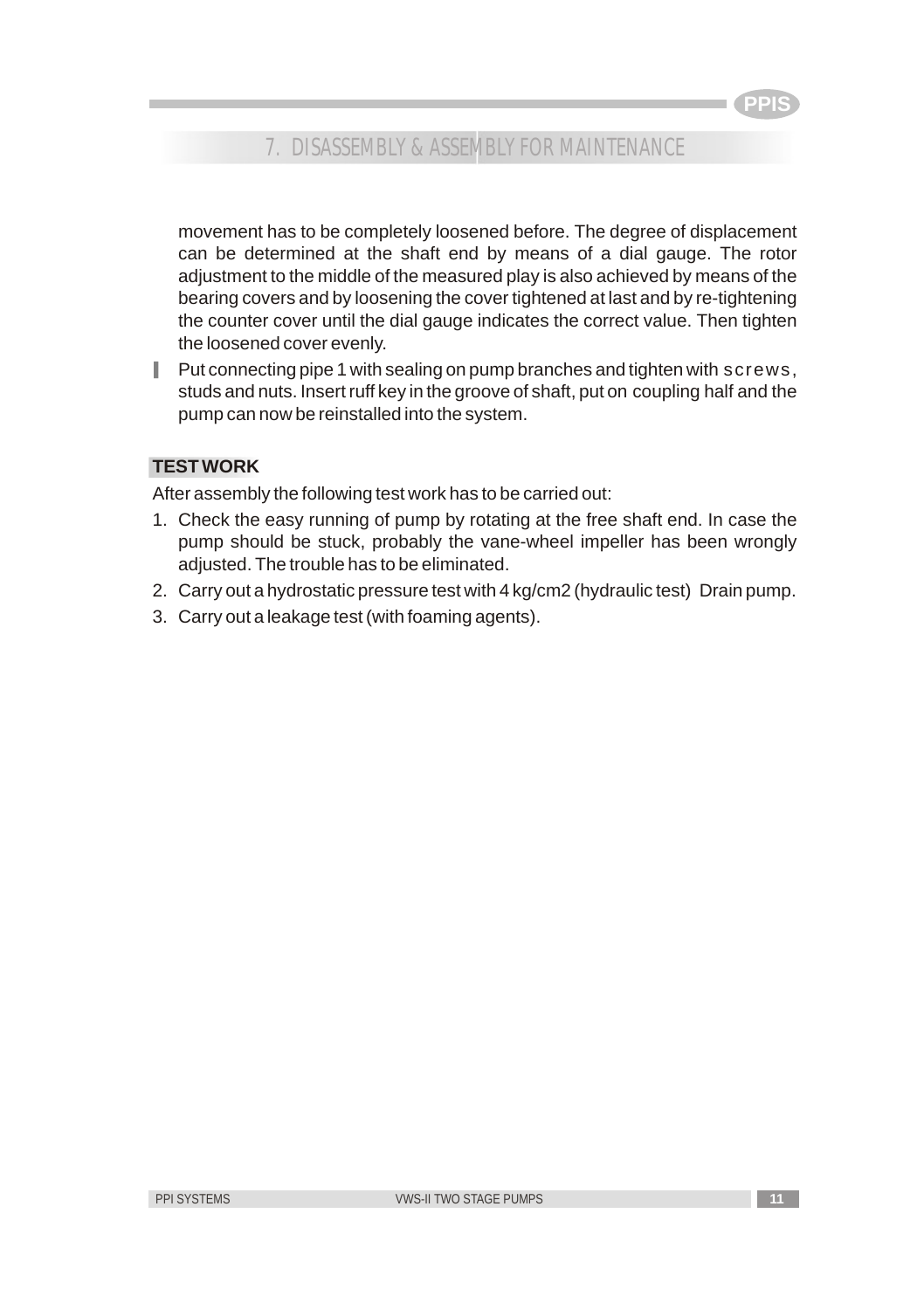movement has to be completely loosened before. The degree of displacement can be determined at the shaft end by means of a dial gauge. The rotor adjustment to the middle of the measured play is also achieved by means of the bearing covers and by loosening the cover tightened at last and by re-tightening the counter cover until the dial gauge indicates the correct value. Then tighten the loosened cover evenly.

- Put connecting pipe 1 with sealing on pump branches and tighten with screws, studs and nuts. Insert ruff key in the groove of shaft, put on coupling half and the pump can now be reinstalled into the system.

## TEST WORK

After assembly the following test work has to be carried out:

1. Check the easy running of pump by rotating at the free shaft end. In case the pump should be stuck, probably the vane-wheel impeller has been wrongly adjusted. The trouble has to be eliminated.
2. Carry out a hydrostatic pressure test with 4 kg/cm2 (hydraulic test)  Drain pump.
3. Carry out a leakage test (with foaming agents).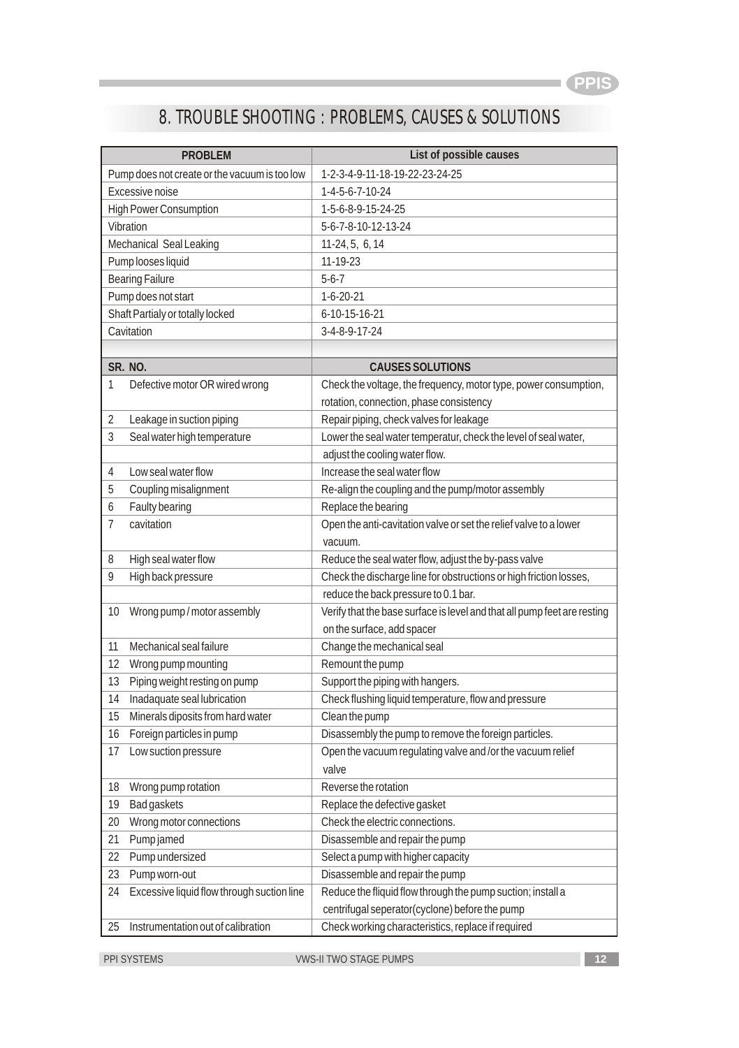# 8. TROUBLE SHOOTING : PROBLEMS, CAUSES & SOLUTIONS

| PROBLEM | List of possible causes |
|---|---|
| Pump does not create or the vacuum is too low | 1-2-3-4-9-11-18-19-22-23-24-25 |
| Excessive noise | 1-4-5-6-7-10-24 |
| High Power Consumption | 1-5-6-8-9-15-24-25 |
| Vibration | 5-6-7-8-10-12-13-24 |
| Mechanical Seal Leaking | 11-24, 5, 6, 14 |
| Pump looses liquid | 11-19-23 |
| Bearing Failure | 5-6-7 |
| Pump does not start | 1-6-20-21 |
| Shaft Partialy or totally locked | 6-10-15-16-21 |
| Cavitation | 3-4-8-9-17-24 |

| SR. NO. | | CAUSES SOLUTIONS |
|---|---|---|
| 1 | Defective motor OR wired wrong | Check the voltage, the frequency, motor type, power consumption, rotation, connection, phase consistency |
| 2 | Leakage in suction piping | Repair piping, check valves for leakage |
| 3 | Seal water high temperature | Lower the seal water temperatur, check the level of seal water, adjust the cooling water flow. |
| 4 | Low seal water flow | Increase the seal water flow |
| 5 | Coupling misalignment | Re-align the coupling and the pump/motor assembly |
| 6 | Faulty bearing | Replace the bearing |
| 7 | cavitation | Open the anti-cavitation valve or set the relief valve to a lower vacuum. |
| 8 | High seal water flow | Reduce the seal water flow, adjust the by-pass valve |
| 9 | High back pressure | Check the discharge line for obstructions or high friction losses, reduce the back pressure to 0.1 bar. |
| 10 | Wrong pump / motor assembly | Verify that the base surface is level and that all pump feet are resting on the surface, add spacer |
| 11 | Mechanical seal failure | Change the mechanical seal |
| 12 | Wrong pump mounting | Remount the pump |
| 13 | Piping weight resting on pump | Support the piping with hangers. |
| 14 | Inadaquate seal lubrication | Check flushing liquid temperature, flow and pressure |
| 15 | Minerals diposits from hard water | Clean the pump |
| 16 | Foreign particles in pump | Disassembly the pump to remove the foreign particles. |
| 17 | Low suction pressure | Open the vacuum regulating valve and /or the vacuum relief valve |
| 18 | Wrong pump rotation | Reverse the rotation |
| 19 | Bad gaskets | Replace the defective gasket |
| 20 | Wrong motor connections | Check the electric connections. |
| 21 | Pump jamed | Disassemble and repair the pump |
| 22 | Pump undersized | Select a pump with higher capacity |
| 23 | Pump worn-out | Disassemble and repair the pump |
| 24 | Excessive liquid flow through suction line | Reduce the fliquid flow through the pump suction; install a centrifugal seperator(cyclone) before the pump |
| 25 | Instrumentation out of calibration | Check working characteristics, replace if required |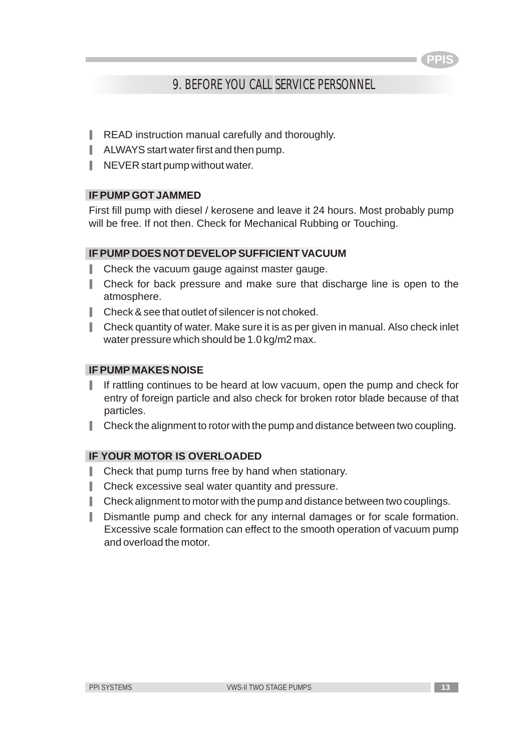## 9. BEFORE YOU CALL SERVICE PERSONNEL

- READ instruction manual carefully and thoroughly.
- ALWAYS start water first and then pump.
- NEVER start pump without water.

### IF PUMP GOT JAMMED

First fill pump with diesel / kerosene and leave it 24 hours. Most probably pump will be free. If not then. Check for Mechanical Rubbing or Touching.

### IF PUMP DOES NOT DEVELOP SUFFICIENT VACUUM

- Check the vacuum gauge against master gauge.
- Check for back pressure and make sure that discharge line is open to the atmosphere.
- Check & see that outlet of silencer is not choked.
- Check quantity of water. Make sure it is as per given in manual. Also check inlet water pressure which should be 1.0 kg/m2 max.

### IF PUMP MAKES NOISE

- If rattling continues to be heard at low vacuum, open the pump and check for entry of foreign particle and also check for broken rotor blade because of that particles.
- Check the alignment to rotor with the pump and distance between two coupling.

### IF YOUR MOTOR IS OVERLOADED

- Check that pump turns free by hand when stationary.
- Check excessive seal water quantity and pressure.
- Check alignment to motor with the pump and distance between two couplings.
- Dismantle pump and check for any internal damages or for scale formation. Excessive scale formation can effect to the smooth operation of vacuum pump and overload the motor.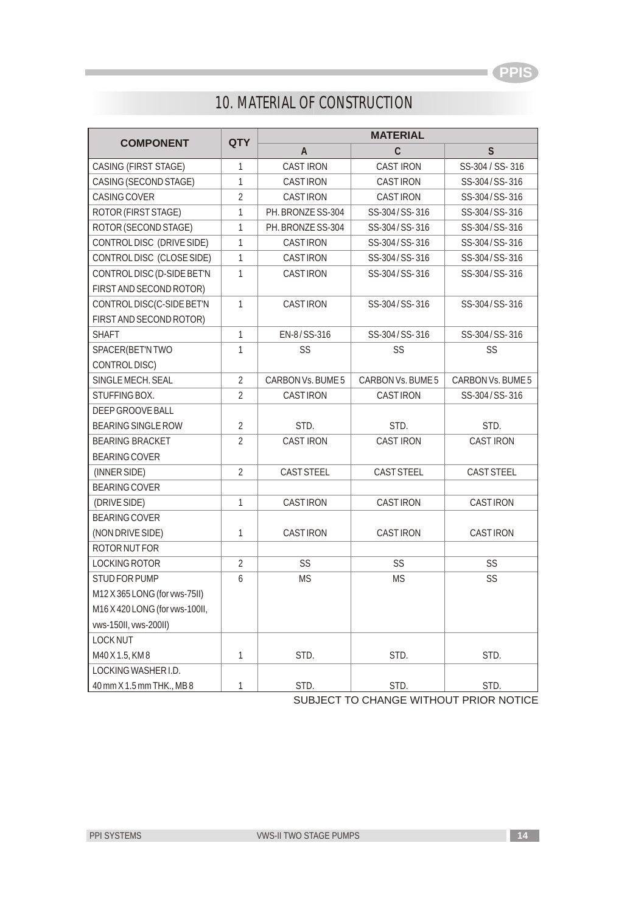# 10. MATERIAL OF CONSTRUCTION

| COMPONENT | QTY | MATERIAL | | |
|---|---|---|---|---|
| | | A | C | S |
| CASING (FIRST STAGE) | 1 | CAST IRON | CAST IRON | SS-304 / SS- 316 |
| CASING (SECOND STAGE) | 1 | CAST IRON | CAST IRON | SS-304 / SS- 316 |
| CASING COVER | 2 | CAST IRON | CAST IRON | SS-304 / SS- 316 |
| ROTOR (FIRST STAGE) | 1 | PH. BRONZE SS-304 | SS-304 / SS- 316 | SS-304 / SS- 316 |
| ROTOR (SECOND STAGE) | 1 | PH. BRONZE SS-304 | SS-304 / SS- 316 | SS-304 / SS- 316 |
| CONTROL DISC (DRIVE SIDE) | 1 | CAST IRON | SS-304 / SS- 316 | SS-304 / SS- 316 |
| CONTROL DISC (CLOSE SIDE) | 1 | CAST IRON | SS-304 / SS- 316 | SS-304 / SS- 316 |
| CONTROL DISC (D-SIDE BET'N FIRST AND SECOND ROTOR) | 1 | CAST IRON | SS-304 / SS- 316 | SS-304 / SS- 316 |
| CONTROL DISC(C-SIDE BET'N FIRST AND SECOND ROTOR) | 1 | CAST IRON | SS-304 / SS- 316 | SS-304 / SS- 316 |
| SHAFT | 1 | EN-8 / SS-316 | SS-304 / SS- 316 | SS-304 / SS- 316 |
| SPACER(BET'N TWO CONTROL DISC) | 1 | SS | SS | SS |
| SINGLE MECH. SEAL | 2 | CARBON Vs. BUME 5 | CARBON Vs. BUME 5 | CARBON Vs. BUME 5 |
| STUFFING BOX. | 2 | CAST IRON | CAST IRON | SS-304 / SS- 316 |
| DEEP GROOVE BALL BEARING SINGLE ROW | 2 | STD. | STD. | STD. |
| BEARING BRACKET | 2 | CAST IRON | CAST IRON | CAST IRON |
| BEARING COVER (INNER SIDE) | 2 | CAST STEEL | CAST STEEL | CAST STEEL |
| BEARING COVER (DRIVE SIDE) | 1 | CAST IRON | CAST IRON | CAST IRON |
| BEARING COVER (NON DRIVE SIDE) | 1 | CAST IRON | CAST IRON | CAST IRON |
| ROTOR NUT FOR LOCKING ROTOR | 2 | SS | SS | SS |
| STUD FOR PUMP M12 X 365 LONG (for vws-75II) M16 X 420 LONG (for vws-100II, vws-150II, vws-200II) | 6 | MS | MS | SS |
| LOCK NUT M40 X 1.5, KM 8 | 1 | STD. | STD. | STD. |
| LOCKING WASHER I.D. 40 mm X 1.5 mm THK., MB 8 | 1 | STD. | STD. | STD. |

SUBJECT TO CHANGE WITHOUT PRIOR NOTICE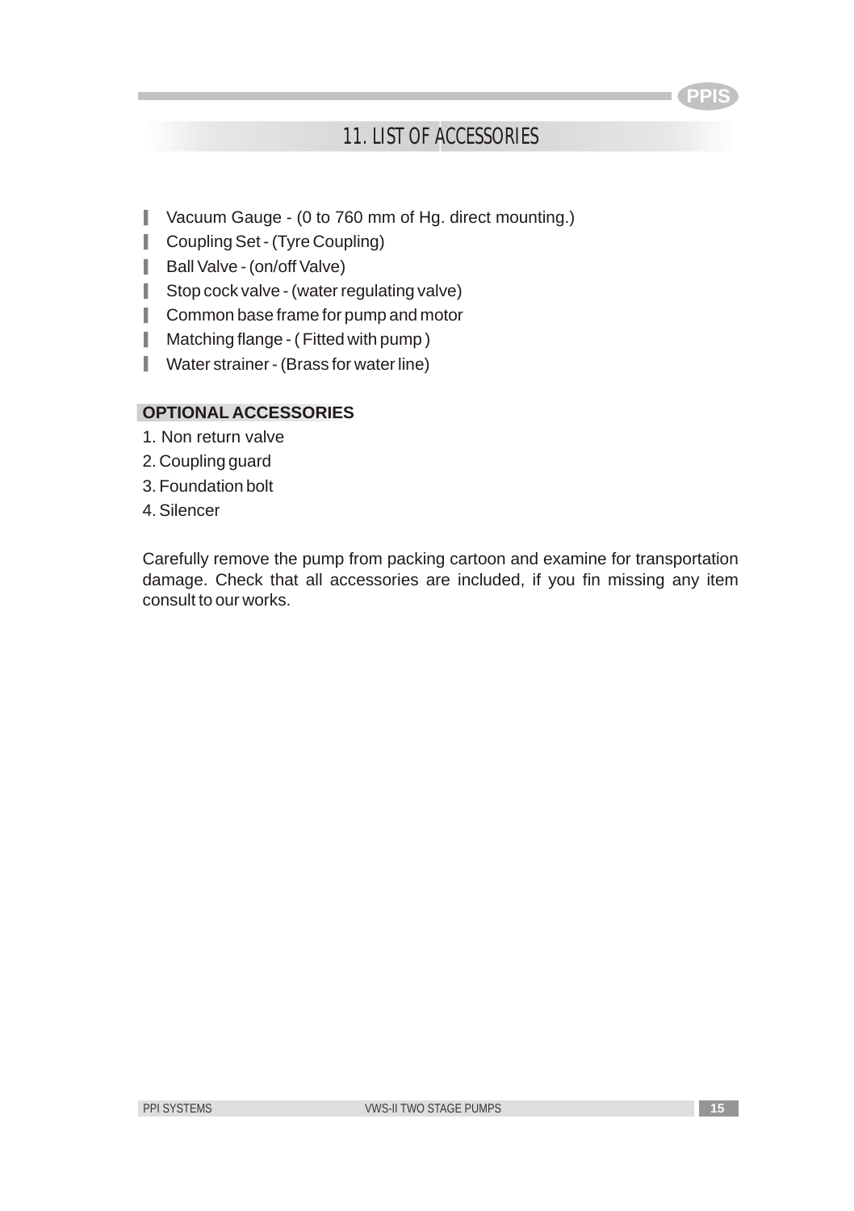# 11. LIST OF ACCESSORIES

- Vacuum Gauge - (0 to 760 mm of Hg. direct mounting.)
- Coupling Set - (Tyre Coupling)
- Ball Valve - (on/off Valve)
- Stop cock valve - (water regulating valve)
- Common base frame for pump and motor
- Matching flange - ( Fitted with pump )
- Water strainer - (Brass for water line)

**OPTIONAL ACCESSORIES**

1. Non return valve
2. Coupling guard
3. Foundation bolt
4. Silencer

Carefully remove the pump from packing cartoon and examine for transportation damage. Check that all accessories are included, if you fin missing any item consult to our works.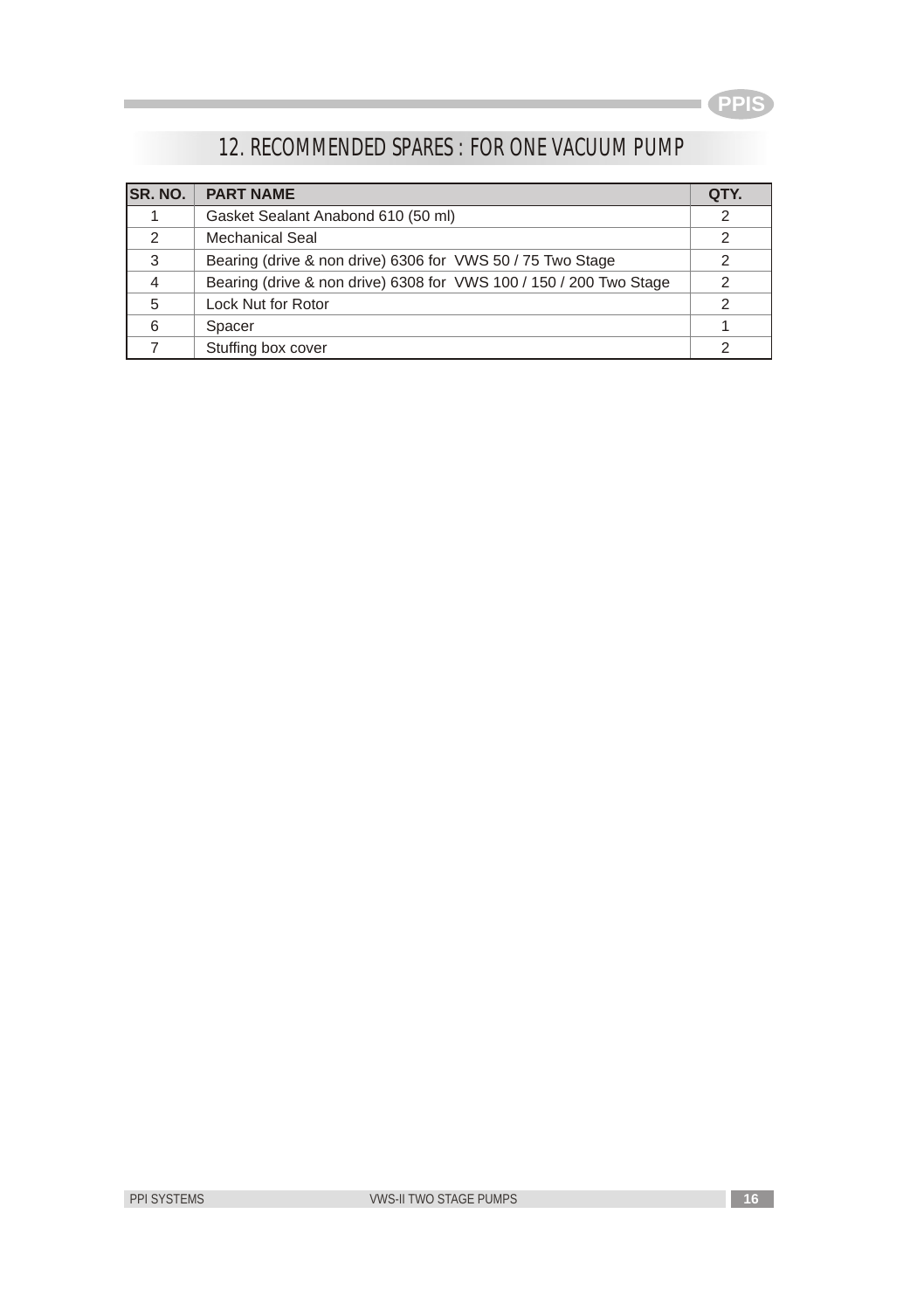## 12. RECOMMENDED SPARES : FOR ONE VACUUM PUMP

| SR. NO. | PART NAME | QTY. |
|---|---|---|
| 1 | Gasket Sealant Anabond 610 (50 ml) | 2 |
| 2 | Mechanical Seal | 2 |
| 3 | Bearing (drive & non drive) 6306 for VWS 50 / 75 Two Stage | 2 |
| 4 | Bearing (drive & non drive) 6308 for VWS 100 / 150 / 200 Two Stage | 2 |
| 5 | Lock Nut for Rotor | 2 |
| 6 | Spacer | 1 |
| 7 | Stuffing box cover | 2 |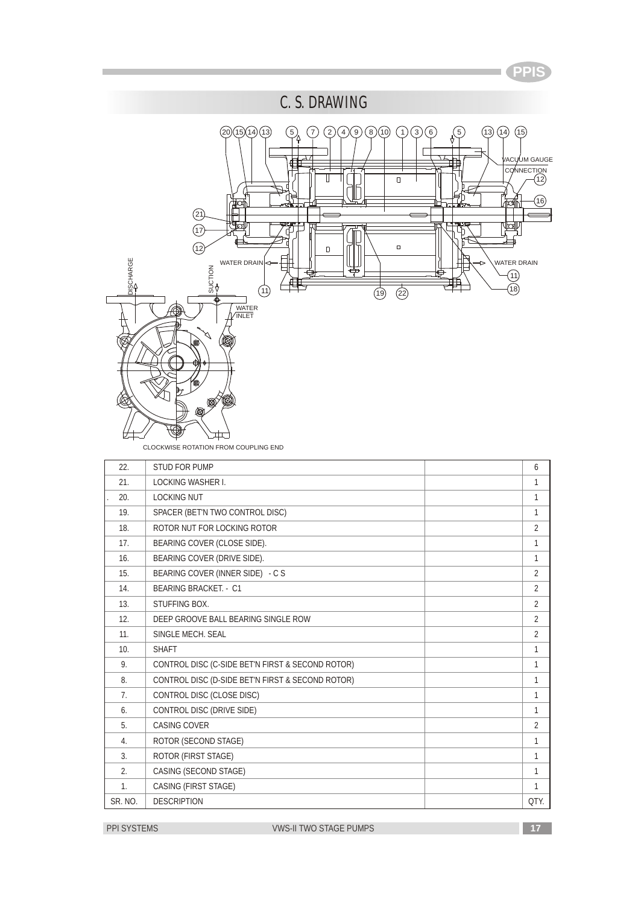## C. S. DRAWING

CLOCKWISE ROTATION FROM COUPLING END

| SR. NO. | DESCRIPTION | | QTY. |
|---|---|---|---|
| 22. | STUD FOR PUMP | | 6 |
| 21. | LOCKING WASHER I. | | 1 |
| 20. | LOCKING NUT | | 1 |
| 19. | SPACER (BET'N TWO CONTROL DISC) | | 1 |
| 18. | ROTOR NUT FOR LOCKING ROTOR | | 2 |
| 17. | BEARING COVER (CLOSE SIDE). | | 1 |
| 16. | BEARING COVER (DRIVE SIDE). | | 1 |
| 15. | BEARING COVER (INNER SIDE) - C S | | 2 |
| 14. | BEARING BRACKET. - C1 | | 2 |
| 13. | STUFFING BOX. | | 2 |
| 12. | DEEP GROOVE BALL BEARING SINGLE ROW | | 2 |
| 11. | SINGLE MECH. SEAL | | 2 |
| 10. | SHAFT | | 1 |
| 9. | CONTROL DISC (C-SIDE BET'N FIRST & SECOND ROTOR) | | 1 |
| 8. | CONTROL DISC (D-SIDE BET'N FIRST & SECOND ROTOR) | | 1 |
| 7. | CONTROL DISC (CLOSE DISC) | | 1 |
| 6. | CONTROL DISC (DRIVE SIDE) | | 1 |
| 5. | CASING COVER | | 2 |
| 4. | ROTOR (SECOND STAGE) | | 1 |
| 3. | ROTOR (FIRST STAGE) | | 1 |
| 2. | CASING (SECOND STAGE) | | 1 |
| 1. | CASING (FIRST STAGE) | | 1 |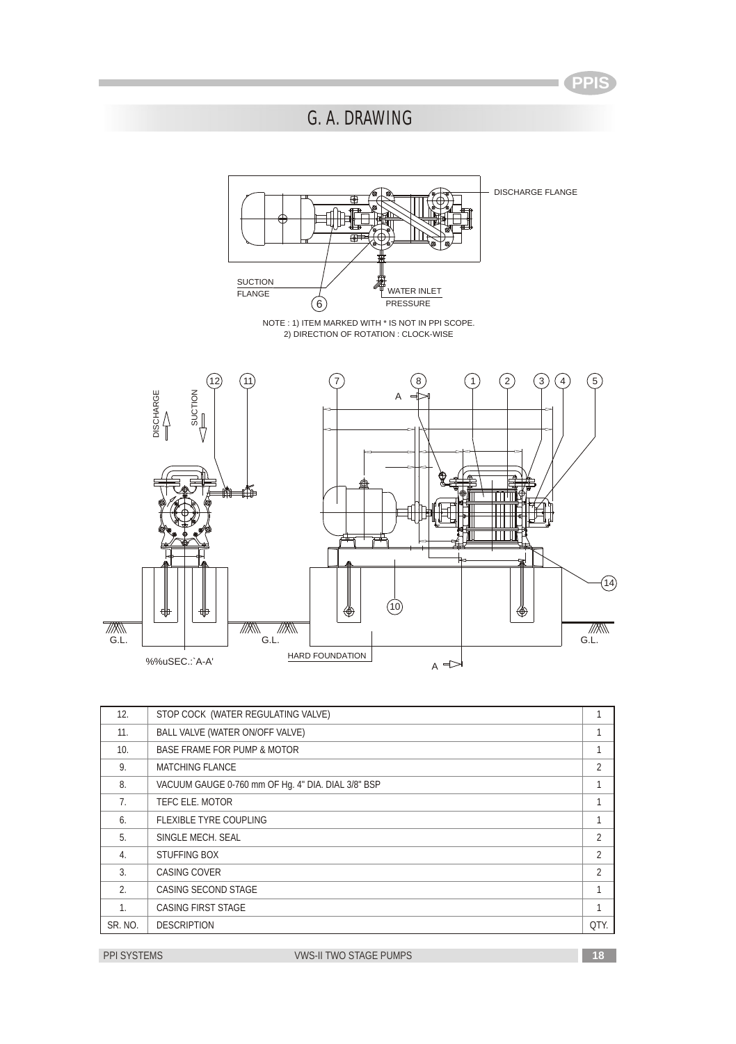# G. A. DRAWING

DISCHARGE FLANGE

SUCTION FLANGE

6

WATER INLET PRESSURE

NOTE : 1) ITEM MARKED WITH * IS NOT IN PPI SCOPE.
2) DIRECTION OF ROTATION : CLOCK-WISE

12 11 7 8 1 2 3 4 5

DISCHARGE SUCTION

A

14

10

G.L. G.L. G.L.

HARD FOUNDATION

%%uSEC.:`A-A'

A

| SR. NO. | DESCRIPTION | QTY. |
|---|---|---|
| 12. | STOP COCK (WATER REGULATING VALVE) | 1 |
| 11. | BALL VALVE (WATER ON/OFF VALVE) | 1 |
| 10. | BASE FRAME FOR PUMP & MOTOR | 1 |
| 9. | MATCHING FLANCE | 2 |
| 8. | VACUUM GAUGE 0-760 mm OF Hg. 4" DIA. DIAL 3/8" BSP | 1 |
| 7. | TEFC ELE. MOTOR | 1 |
| 6. | FLEXIBLE TYRE COUPLING | 1 |
| 5. | SINGLE MECH. SEAL | 2 |
| 4. | STUFFING BOX | 2 |
| 3. | CASING COVER | 2 |
| 2. | CASING SECOND STAGE | 1 |
| 1. | CASING FIRST STAGE | 1 |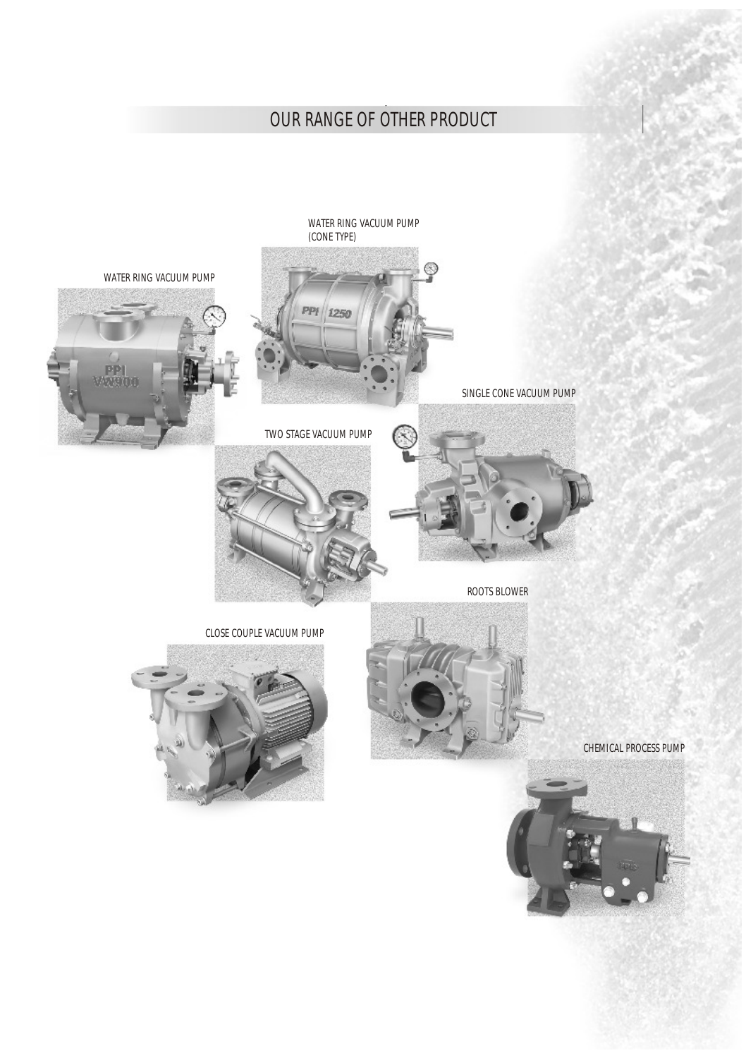# OUR RANGE OF OTHER PRODUCT

WATER RING VACUUM PUMP (CONE TYPE)

WATER RING VACUUM PUMP

SINGLE CONE VACUUM PUMP

TWO STAGE VACUUM PUMP

ROOTS BLOWER

CLOSE COUPLE VACUUM PUMP

CHEMICAL PROCESS PUMP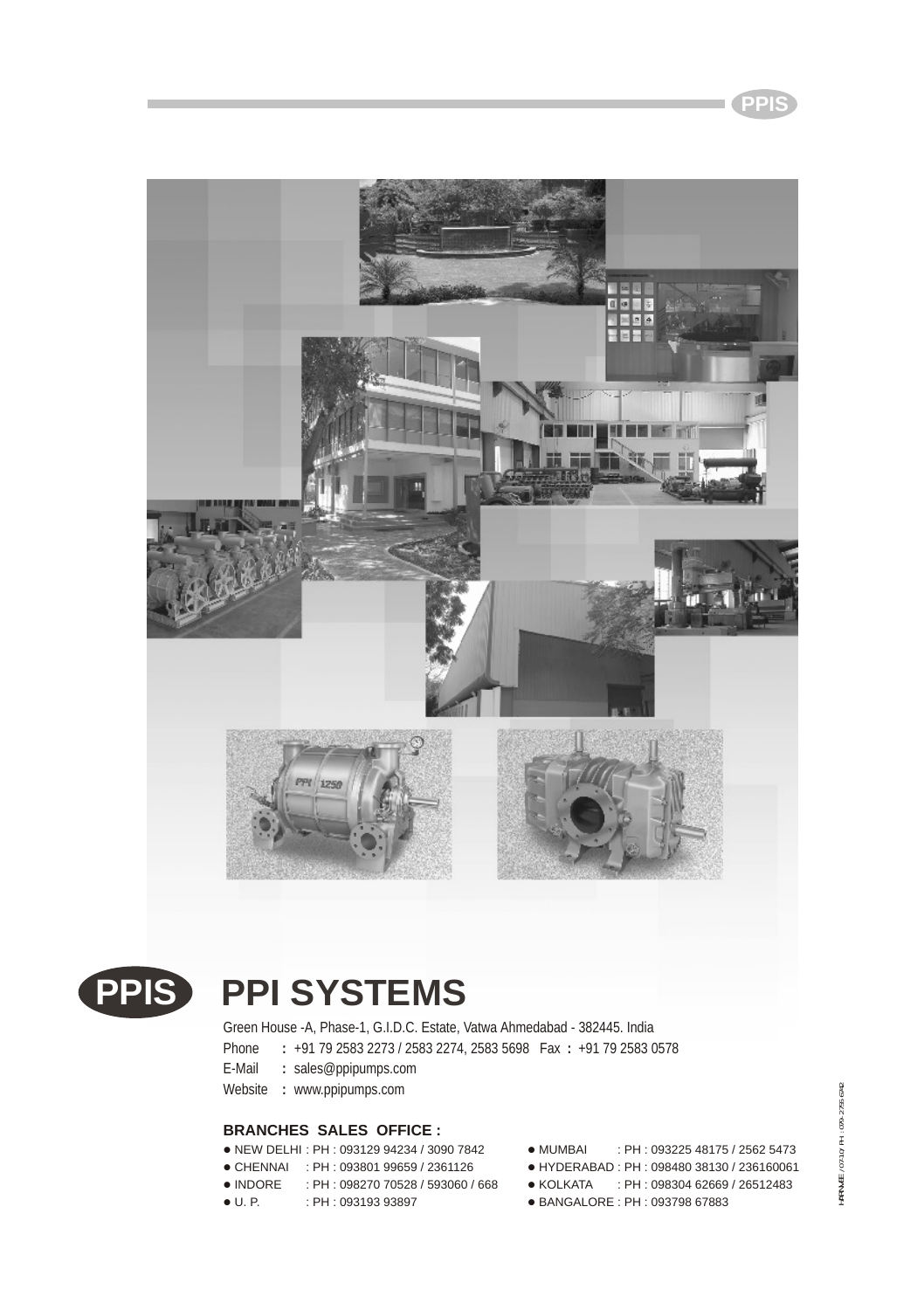# PPIS PPI SYSTEMS

Green House -A, Phase-1, G.I.D.C. Estate, Vatwa Ahmedabad - 382445. India

Phone : +91 79 2583 2273 / 2583 2274, 2583 5698 Fax : +91 79 2583 0578

E-Mail : sales@ppipumps.com

Website : www.ppipumps.com

**BRANCHES SALES OFFICE :**

- NEW DELHI : PH : 093129 94234 / 3090 7842
- CHENNAI : PH : 093801 99659 / 2361126
- INDORE : PH : 098270 70528 / 593060 / 668
- U. P. : PH : 093193 93897
- MUMBAI : PH : 093225 48175 / 2562 5473
- HYDERABAD : PH : 098480 38130 / 236160061
- KOLKATA : PH : 098304 62669 / 26512483
- BANGALORE : PH : 093798 67883